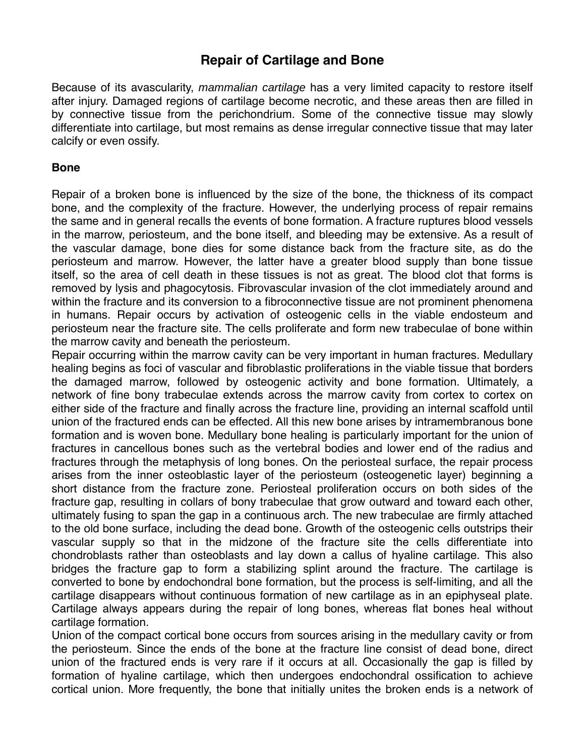# Repair of Cartilage and Bone

Because of its avascularity, *mammalian cartilage* has a very limited capacity to restore itself after injury. Damaged regions of cartilage become necrotic, and these areas then are filled in by connective tissue from the perichondrium. Some of the connective tissue may slowly differentiate into cartilage, but most remains as dense irregular connective tissue that may later calcify or even ossify.

**Bone**

Repair of a broken bone is influenced by the size of the bone, the thickness of its compact bone, and the complexity of the fracture. However, the underlying process of repair remains the same and in general recalls the events of bone formation. A fracture ruptures blood vessels in the marrow, periosteum, and the bone itself, and bleeding may be extensive. As a result of the vascular damage, bone dies for some distance back from the fracture site, as do the periosteum and marrow. However, the latter have a greater blood supply than bone tissue itself, so the area of cell death in these tissues is not as great. The blood clot that forms is removed by lysis and phagocytosis. Fibrovascular invasion of the clot immediately around and within the fracture and its conversion to a fibroconnective tissue are not prominent phenomena in humans. Repair occurs by activation of osteogenic cells in the viable endosteum and periosteum near the fracture site. The cells proliferate and form new trabeculae of bone within the marrow cavity and beneath the periosteum.

Repair occurring within the marrow cavity can be very important in human fractures. Medullary healing begins as foci of vascular and fibroblastic proliferations in the viable tissue that borders the damaged marrow, followed by osteogenic activity and bone formation. Ultimately, a network of fine bony trabeculae extends across the marrow cavity from cortex to cortex on either side of the fracture and finally across the fracture line, providing an internal scaffold until union of the fractured ends can be effected. All this new bone arises by intramembranous bone formation and is woven bone. Medullary bone healing is particularly important for the union of fractures in cancellous bones such as the vertebral bodies and lower end of the radius and fractures through the metaphysis of long bones. On the periosteal surface, the repair process arises from the inner osteoblastic layer of the periosteum (osteogenetic layer) beginning a short distance from the fracture zone. Periosteal proliferation occurs on both sides of the fracture gap, resulting in collars of bony trabeculae that grow outward and toward each other, ultimately fusing to span the gap in a continuous arch. The new trabeculae are firmly attached to the old bone surface, including the dead bone. Growth of the osteogenic cells outstrips their vascular supply so that in the midzone of the fracture site the cells differentiate into chondroblasts rather than osteoblasts and lay down a callus of hyaline cartilage. This also bridges the fracture gap to form a stabilizing splint around the fracture. The cartilage is converted to bone by endochondral bone formation, but the process is self-limiting, and all the cartilage disappears without continuous formation of new cartilage as in an epiphyseal plate. Cartilage always appears during the repair of long bones, whereas flat bones heal without cartilage formation.

Union of the compact cortical bone occurs from sources arising in the medullary cavity or from the periosteum. Since the ends of the bone at the fracture line consist of dead bone, direct union of the fractured ends is very rare if it occurs at all. Occasionally the gap is filled by formation of hyaline cartilage, which then undergoes endochondral ossification to achieve cortical union. More frequently, the bone that initially unites the broken ends is a network of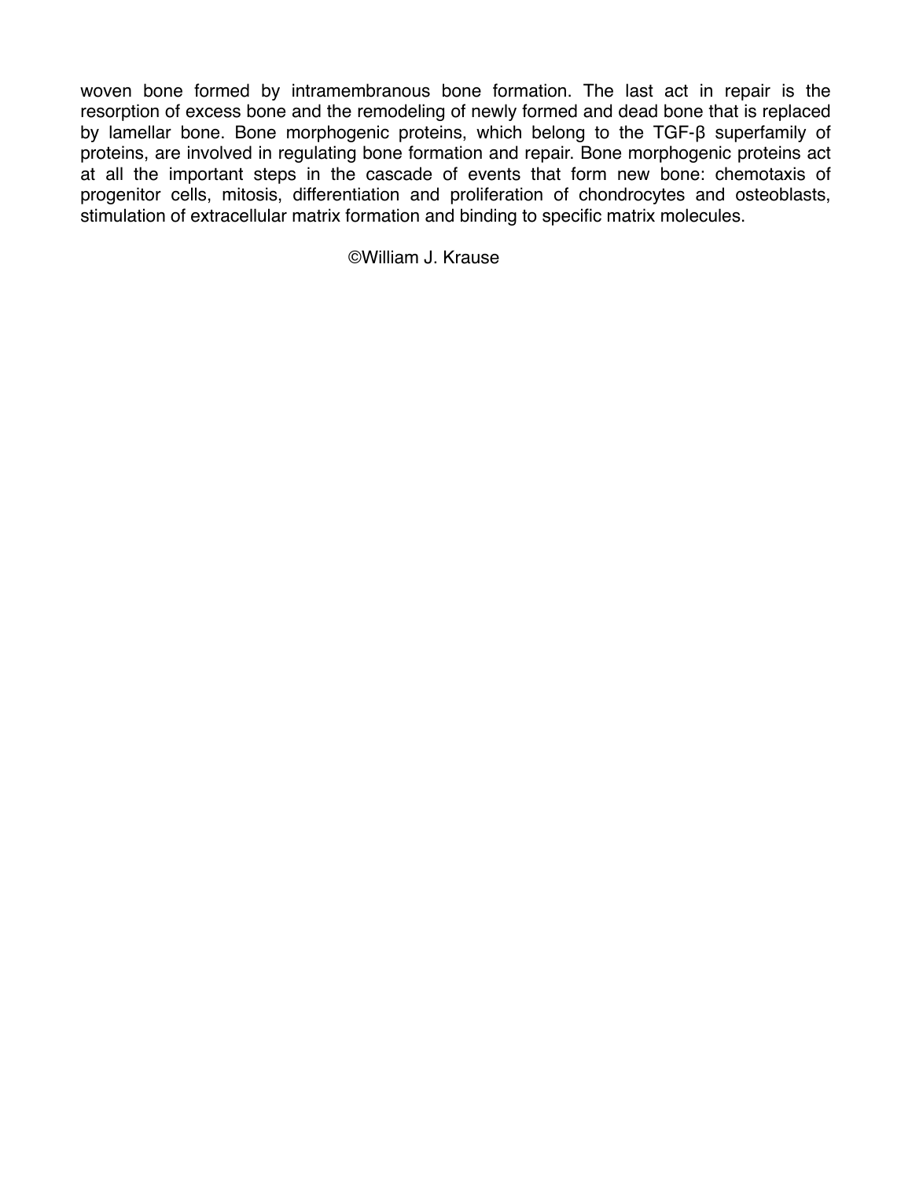woven bone formed by intramembranous bone formation. The last act in repair is the resorption of excess bone and the remodeling of newly formed and dead bone that is replaced by lamellar bone. Bone morphogenic proteins, which belong to the TGF-β superfamily of proteins, are involved in regulating bone formation and repair. Bone morphogenic proteins act at all the important steps in the cascade of events that form new bone: chemotaxis of progenitor cells, mitosis, differentiation and proliferation of chondrocytes and osteoblasts, stimulation of extracellular matrix formation and binding to specific matrix molecules.

©William J. Krause